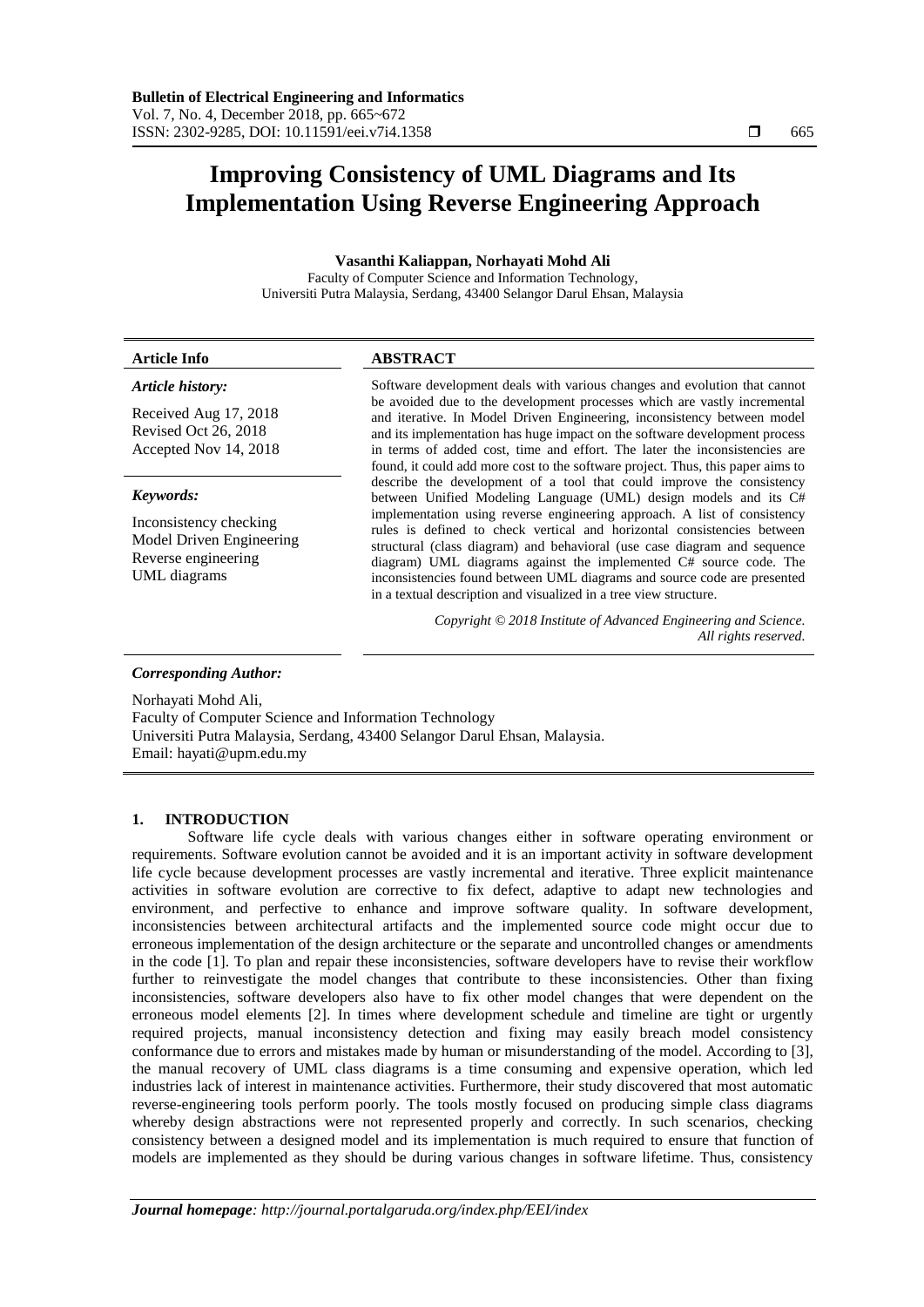# Improving Consistency of UML Diagrams and Its Implementation Using Reverse Engineering Approach

**Vasanthi Kaliappan, Norhayati Mohd Ali**

Faculty of Computer Science and Information Technology,
Universiti Putra Malaysia, Serdang, 43400 Selangor Darul Ehsan, Malaysia

| **Article Info** | **ABSTRACT** |
|---|---|
| ***Article history:*** Received Aug 17, 2018 Revised Oct 26, 2018 Accepted Nov 14, 2018 ***Keywords:*** Inconsistency checking Model Driven Engineering Reverse engineering UML diagrams | Software development deals with various changes and evolution that cannot be avoided due to the development processes which are vastly incremental and iterative. In Model Driven Engineering, inconsistency between model and its implementation has huge impact on the software development process in terms of added cost, time and effort. The later the inconsistencies are found, it could add more cost to the software project. Thus, this paper aims to describe the development of a tool that could improve the consistency between Unified Modeling Language (UML) design models and its C# implementation using reverse engineering approach. A list of consistency rules is defined to check vertical and horizontal consistencies between structural (class diagram) and behavioral (use case diagram and sequence diagram) UML diagrams against the implemented C# source code. The inconsistencies found between UML diagrams and source code are presented in a textual description and visualized in a tree view structure. *Copyright © 2018 Institute of Advanced Engineering and Science. All rights reserved.* |

***Corresponding Author:***

Norhayati Mohd Ali,
Faculty of Computer Science and Information Technology
Universiti Putra Malaysia, Serdang, 43400 Selangor Darul Ehsan, Malaysia.
Email: hayati@upm.edu.my

## 1. INTRODUCTION

Software life cycle deals with various changes either in software operating environment or requirements. Software evolution cannot be avoided and it is an important activity in software development life cycle because development processes are vastly incremental and iterative. Three explicit maintenance activities in software evolution are corrective to fix defect, adaptive to adapt new technologies and environment, and perfective to enhance and improve software quality. In software development, inconsistencies between architectural artifacts and the implemented source code might occur due to erroneous implementation of the design architecture or the separate and uncontrolled changes or amendments in the code [1]. To plan and repair these inconsistencies, software developers have to revise their workflow further to reinvestigate the model changes that contribute to these inconsistencies. Other than fixing inconsistencies, software developers also have to fix other model changes that were dependent on the erroneous model elements [2]. In times where development schedule and timeline are tight or urgently required projects, manual inconsistency detection and fixing may easily breach model consistency conformance due to errors and mistakes made by human or misunderstanding of the model. According to [3], the manual recovery of UML class diagrams is a time consuming and expensive operation, which led industries lack of interest in maintenance activities. Furthermore, their study discovered that most automatic reverse-engineering tools perform poorly. The tools mostly focused on producing simple class diagrams whereby design abstractions were not represented properly and correctly. In such scenarios, checking consistency between a designed model and its implementation is much required to ensure that function of models are implemented as they should be during various changes in software lifetime. Thus, consistency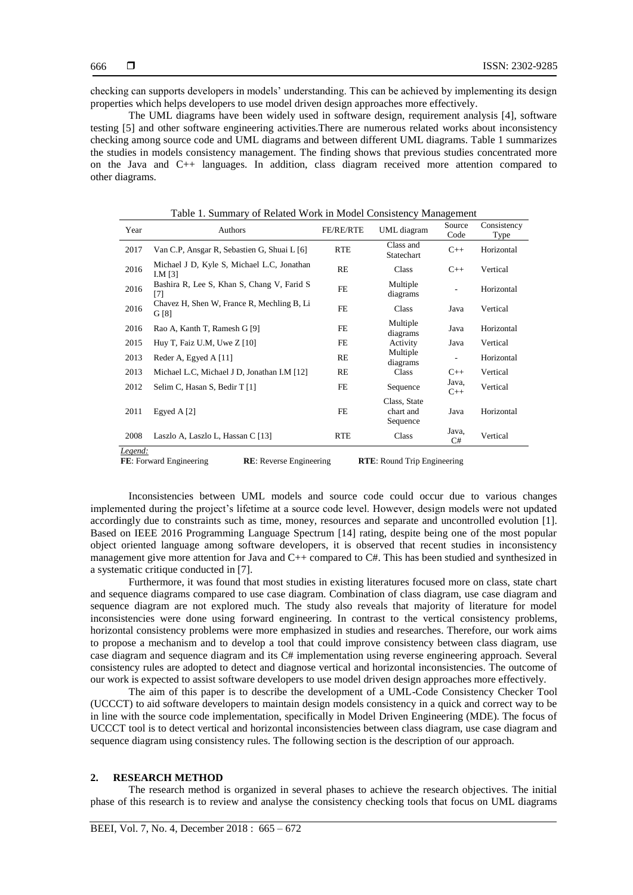checking can supports developers in models' understanding. This can be achieved by implementing its design properties which helps developers to use model driven design approaches more effectively.

The UML diagrams have been widely used in software design, requirement analysis [4], software testing [5] and other software engineering activities.There are numerous related works about inconsistency checking among source code and UML diagrams and between different UML diagrams. Table 1 summarizes the studies in models consistency management. The finding shows that previous studies concentrated more on the Java and C++ languages. In addition, class diagram received more attention compared to other diagrams.

Table 1. Summary of Related Work in Model Consistency Management

| Year | Authors | FE/RE/RTE | UML diagram | Source Code | Consistency Type |
|---|---|---|---|---|---|
| 2017 | Van C.P, Ansgar R, Sebastien G, Shuai L [6] | RTE | Class and Statechart | C++ | Horizontal |
| 2016 | Michael J D, Kyle S, Michael L.C, Jonathan I.M [3] | RE | Class | C++ | Vertical |
| 2016 | Bashira R, Lee S, Khan S, Chang V, Farid S [7] | FE | Multiple diagrams | - | Horizontal |
| 2016 | Chavez H, Shen W, France R, Mechling B, Li G [8] | FE | Class | Java | Vertical |
| 2016 | Rao A, Kanth T, Ramesh G [9] | FE | Multiple diagrams | Java | Horizontal |
| 2015 | Huy T, Faiz U.M, Uwe Z [10] | FE | Activity | Java | Vertical |
| 2013 | Reder A, Egyed A [11] | RE | Multiple diagrams | - | Horizontal |
| 2013 | Michael L.C, Michael J D, Jonathan I.M [12] | RE | Class | C++ | Vertical |
| 2012 | Selim C, Hasan S, Bedir T [1] | FE | Sequence | Java, C++ | Vertical |
| 2011 | Egyed A [2] | FE | Class, State chart and Sequence | Java | Horizontal |
| 2008 | Laszlo A, Laszlo L, Hassan C [13] | RTE | Class | Java, C# | Vertical |

*Legend:*
**FE**: Forward Engineering **RE**: Reverse Engineering **RTE**: Round Trip Engineering

Inconsistencies between UML models and source code could occur due to various changes implemented during the project's lifetime at a source code level. However, design models were not updated accordingly due to constraints such as time, money, resources and separate and uncontrolled evolution [1]. Based on IEEE 2016 Programming Language Spectrum [14] rating, despite being one of the most popular object oriented language among software developers, it is observed that recent studies in inconsistency management give more attention for Java and C++ compared to C#. This has been studied and synthesized in a systematic critique conducted in [7].

Furthermore, it was found that most studies in existing literatures focused more on class, state chart and sequence diagrams compared to use case diagram. Combination of class diagram, use case diagram and sequence diagram are not explored much. The study also reveals that majority of literature for model inconsistencies were done using forward engineering. In contrast to the vertical consistency problems, horizontal consistency problems were more emphasized in studies and researches. Therefore, our work aims to propose a mechanism and to develop a tool that could improve consistency between class diagram, use case diagram and sequence diagram and its C# implementation using reverse engineering approach. Several consistency rules are adopted to detect and diagnose vertical and horizontal inconsistencies. The outcome of our work is expected to assist software developers to use model driven design approaches more effectively.

The aim of this paper is to describe the development of a UML-Code Consistency Checker Tool (UCCCT) to aid software developers to maintain design models consistency in a quick and correct way to be in line with the source code implementation, specifically in Model Driven Engineering (MDE). The focus of UCCCT tool is to detect vertical and horizontal inconsistencies between class diagram, use case diagram and sequence diagram using consistency rules. The following section is the description of our approach.

## 2. RESEARCH METHOD

The research method is organized in several phases to achieve the research objectives. The initial phase of this research is to review and analyse the consistency checking tools that focus on UML diagrams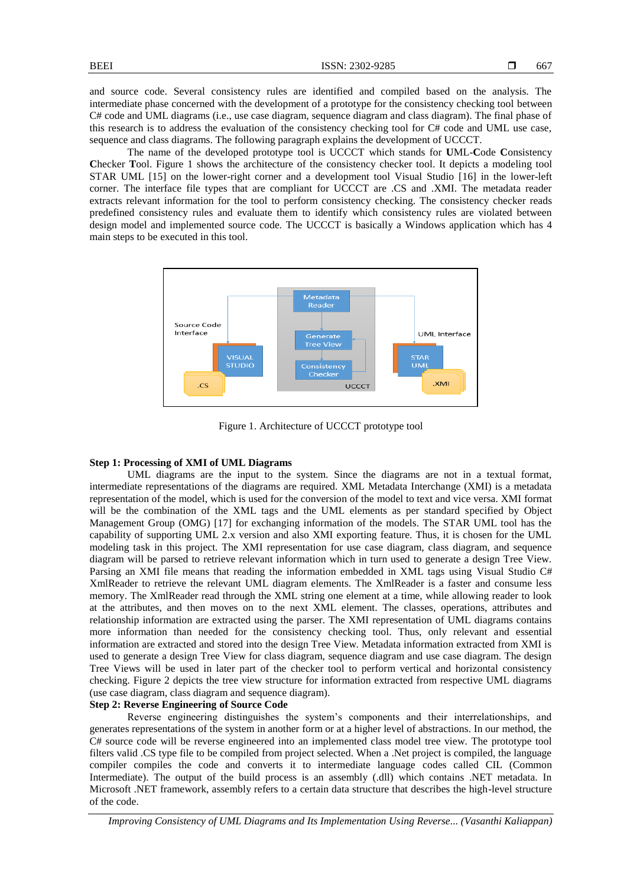and source code. Several consistency rules are identified and compiled based on the analysis. The intermediate phase concerned with the development of a prototype for the consistency checking tool between C# code and UML diagrams (i.e., use case diagram, sequence diagram and class diagram). The final phase of this research is to address the evaluation of the consistency checking tool for C# code and UML use case, sequence and class diagrams. The following paragraph explains the development of UCCCT.

The name of the developed prototype tool is UCCCT which stands for **U**ML-**C**ode **C**onsistency **C**hecker **T**ool. Figure 1 shows the architecture of the consistency checker tool. It depicts a modeling tool STAR UML [15] on the lower-right corner and a development tool Visual Studio [16] in the lower-left corner. The interface file types that are compliant for UCCCT are .CS and .XMI. The metadata reader extracts relevant information for the tool to perform consistency checking. The consistency checker reads predefined consistency rules and evaluate them to identify which consistency rules are violated between design model and implemented source code. The UCCCT is basically a Windows application which has 4 main steps to be executed in this tool.

Figure 1. Architecture of UCCCT prototype tool

**Step 1: Processing of XMI of UML Diagrams**

UML diagrams are the input to the system. Since the diagrams are not in a textual format, intermediate representations of the diagrams are required. XML Metadata Interchange (XMI) is a metadata representation of the model, which is used for the conversion of the model to text and vice versa. XMI format will be the combination of the XML tags and the UML elements as per standard specified by Object Management Group (OMG) [17] for exchanging information of the models. The STAR UML tool has the capability of supporting UML 2.x version and also XMI exporting feature. Thus, it is chosen for the UML modeling task in this project. The XMI representation for use case diagram, class diagram, and sequence diagram will be parsed to retrieve relevant information which in turn used to generate a design Tree View. Parsing an XMI file means that reading the information embedded in XML tags using Visual Studio C# XmlReader to retrieve the relevant UML diagram elements. The XmlReader is a faster and consume less memory. The XmlReader read through the XML string one element at a time, while allowing reader to look at the attributes, and then moves on to the next XML element. The classes, operations, attributes and relationship information are extracted using the parser. The XMI representation of UML diagrams contains more information than needed for the consistency checking tool. Thus, only relevant and essential information are extracted and stored into the design Tree View. Metadata information extracted from XMI is used to generate a design Tree View for class diagram, sequence diagram and use case diagram. The design Tree Views will be used in later part of the checker tool to perform vertical and horizontal consistency checking. Figure 2 depicts the tree view structure for information extracted from respective UML diagrams (use case diagram, class diagram and sequence diagram).

**Step 2: Reverse Engineering of Source Code**

Reverse engineering distinguishes the system's components and their interrelationships, and generates representations of the system in another form or at a higher level of abstractions. In our method, the C# source code will be reverse engineered into an implemented class model tree view. The prototype tool filters valid .CS type file to be compiled from project selected. When a .Net project is compiled, the language compiler compiles the code and converts it to intermediate language codes called CIL (Common Intermediate). The output of the build process is an assembly (.dll) which contains .NET metadata. In Microsoft .NET framework, assembly refers to a certain data structure that describes the high-level structure of the code.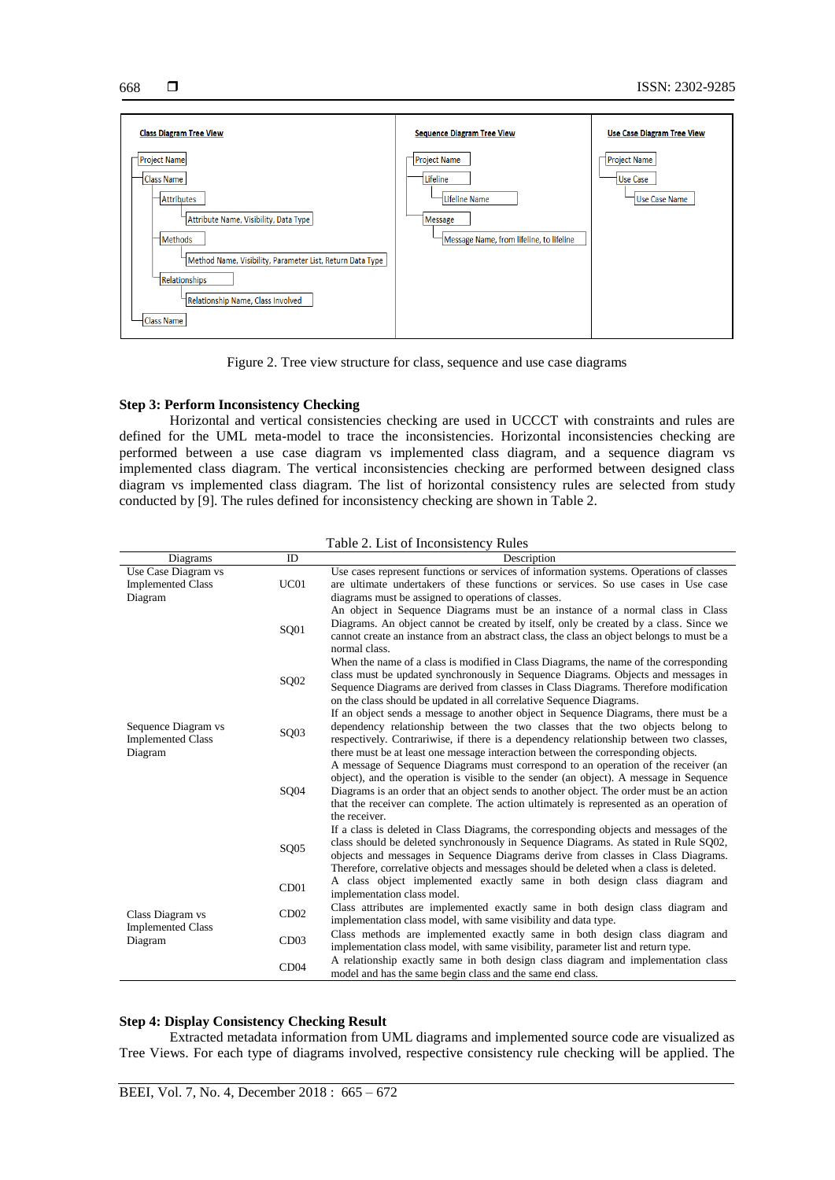**Class Diagram Tree View**

- Project Name
  - Class Name
    - Attributes
      - Attribute Name, Visibility, Data Type
    - Methods
      - Method Name, Visibility, Parameter List, Return Data Type
    - Relationships
      - Relationship Name, Class Involved
  - Class Name

**Sequence Diagram Tree View**

- Project Name
  - Lifeline
    - Lifeline Name
  - Message
    - Message Name, from lifeline, to lifeline

**Use Case Diagram Tree View**

- Project Name
  - Use Case
    - Use Case Name

Figure 2. Tree view structure for class, sequence and use case diagrams

**Step 3: Perform Inconsistency Checking**

Horizontal and vertical consistencies checking are used in UCCCT with constraints and rules are defined for the UML meta-model to trace the inconsistencies. Horizontal inconsistencies checking are performed between a use case diagram vs implemented class diagram, and a sequence diagram vs implemented class diagram. The vertical inconsistencies checking are performed between designed class diagram vs implemented class diagram. The list of horizontal consistency rules are selected from study conducted by [9]. The rules defined for inconsistency checking are shown in Table 2.

Table 2. List of Inconsistency Rules

| Diagrams | ID | Description |
|---|---|---|
| Use Case Diagram vs Implemented Class Diagram | UC01 | Use cases represent functions or services of information systems. Operations of classes are ultimate undertakers of these functions or services. So use cases in Use case diagrams must be assigned to operations of classes. |
| Sequence Diagram vs Implemented Class Diagram | SQ01 | An object in Sequence Diagrams must be an instance of a normal class in Class Diagrams. An object cannot be created by itself, only be created by a class. Since we cannot create an instance from an abstract class, the class an object belongs to must be a normal class. |
| | SQ02 | When the name of a class is modified in Class Diagrams, the name of the corresponding class must be updated synchronously in Sequence Diagrams. Objects and messages in Sequence Diagrams are derived from classes in Class Diagrams. Therefore modification on the class should be updated in all correlative Sequence Diagrams. |
| | SQ03 | If an object sends a message to another object in Sequence Diagrams, there must be a dependency relationship between the two classes that the two objects belong to respectively. Contrariwise, if there is a dependency relationship between two classes, there must be at least one message interaction between the corresponding objects. |
| | SQ04 | A message of Sequence Diagrams must correspond to an operation of the receiver (an object), and the operation is visible to the sender (an object). A message in Sequence Diagrams is an order that an object sends to another object. The order must be an action that the receiver can complete. The action ultimately is represented as an operation of the receiver. |
| | SQ05 | If a class is deleted in Class Diagrams, the corresponding objects and messages of the class should be deleted synchronously in Sequence Diagrams. As stated in Rule SQ02, objects and messages in Sequence Diagrams derive from classes in Class Diagrams. Therefore, correlative objects and messages should be deleted when a class is deleted. |
| Class Diagram vs Implemented Class Diagram | CD01 | A class object implemented exactly same in both design class diagram and implementation class model. |
| | CD02 | Class attributes are implemented exactly same in both design class diagram and implementation class model, with same visibility and data type. |
| | CD03 | Class methods are implemented exactly same in both design class diagram and implementation class model, with same visibility, parameter list and return type. |
| | CD04 | A relationship exactly same in both design class diagram and implementation class model and has the same begin class and the same end class. |

**Step 4: Display Consistency Checking Result**

Extracted metadata information from UML diagrams and implemented source code are visualized as Tree Views. For each type of diagrams involved, respective consistency rule checking will be applied. The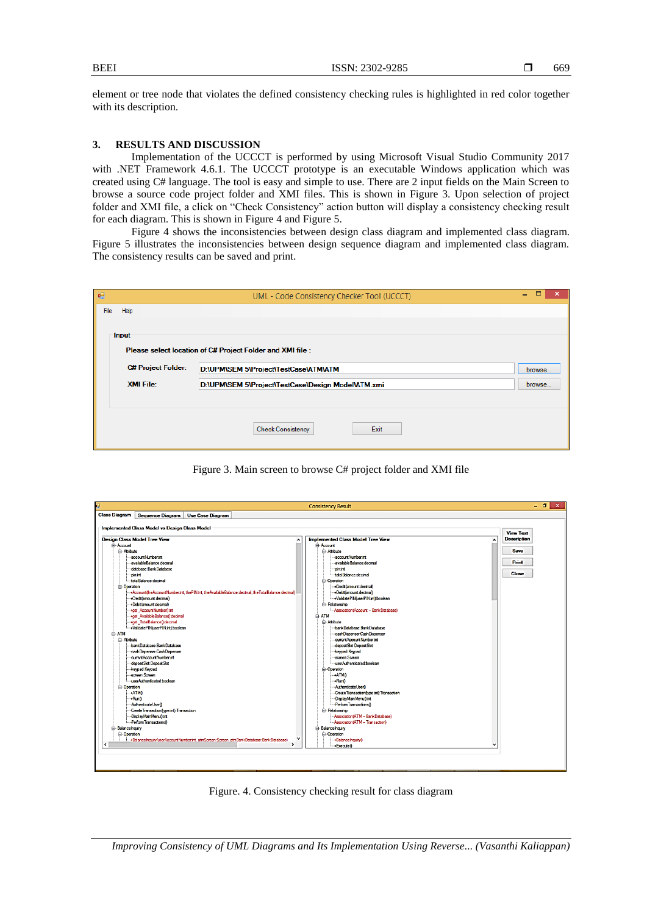element or tree node that violates the defined consistency checking rules is highlighted in red color together with its description.

## 3. RESULTS AND DISCUSSION

Implementation of the UCCCT is performed by using Microsoft Visual Studio Community 2017 with .NET Framework 4.6.1. The UCCCT prototype is an executable Windows application which was created using C# language. The tool is easy and simple to use. There are 2 input fields on the Main Screen to browse a source code project folder and XMI files. This is shown in Figure 3. Upon selection of project folder and XMI file, a click on "Check Consistency" action button will display a consistency checking result for each diagram. This is shown in Figure 4 and Figure 5.

Figure 4 shows the inconsistencies between design class diagram and implemented class diagram. Figure 5 illustrates the inconsistencies between design sequence diagram and implemented class diagram. The consistency results can be saved and print.

Figure 3. Main screen to browse C# project folder and XMI file

Figure. 4. Consistency checking result for class diagram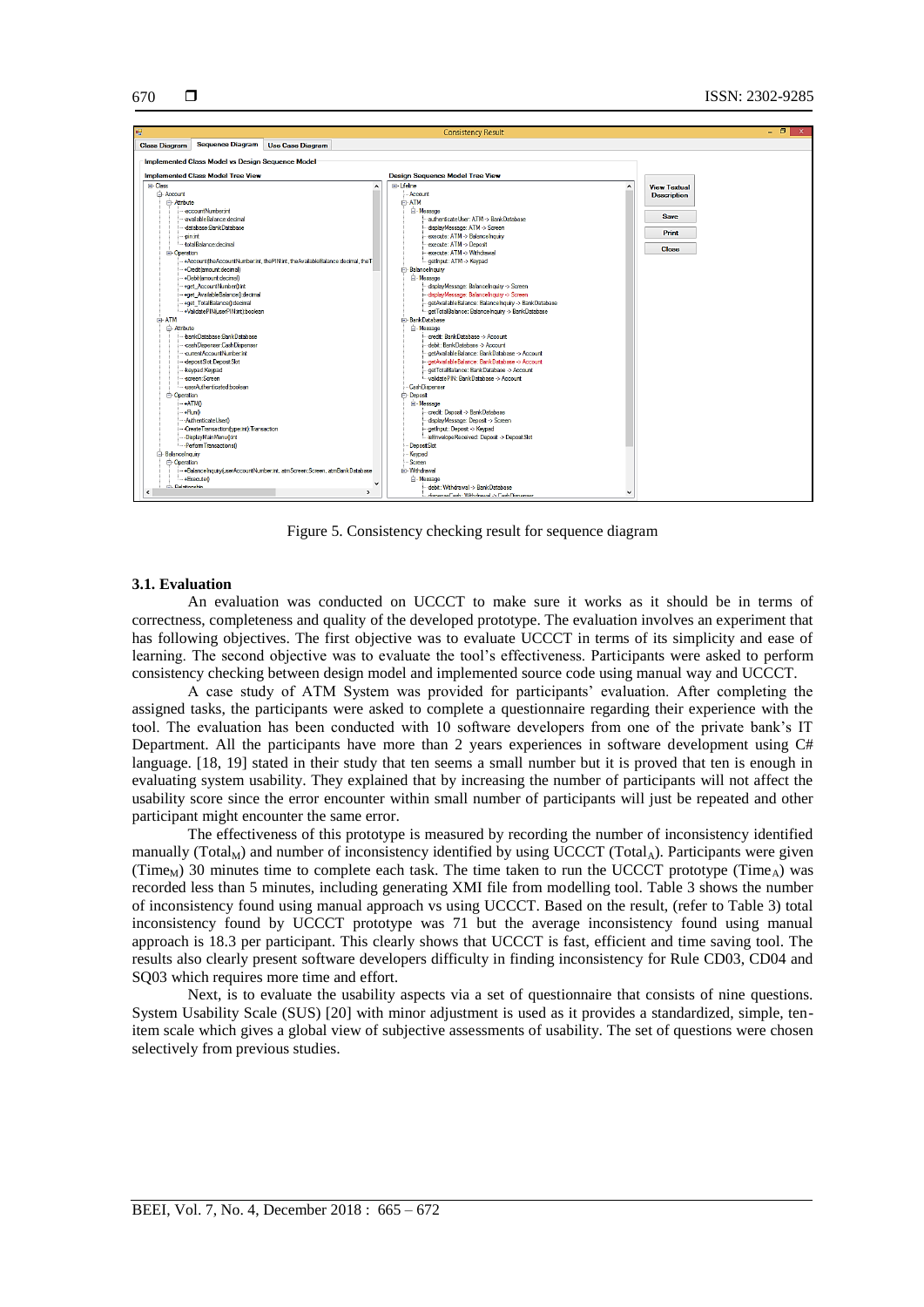Figure 5. Consistency checking result for sequence diagram

### 3.1. Evaluation

An evaluation was conducted on UCCCT to make sure it works as it should be in terms of correctness, completeness and quality of the developed prototype. The evaluation involves an experiment that has following objectives. The first objective was to evaluate UCCCT in terms of its simplicity and ease of learning. The second objective was to evaluate the tool's effectiveness. Participants were asked to perform consistency checking between design model and implemented source code using manual way and UCCCT.

A case study of ATM System was provided for participants' evaluation. After completing the assigned tasks, the participants were asked to complete a questionnaire regarding their experience with the tool. The evaluation has been conducted with 10 software developers from one of the private bank's IT Department. All the participants have more than 2 years experiences in software development using C# language. [18, 19] stated in their study that ten seems a small number but it is proved that ten is enough in evaluating system usability. They explained that by increasing the number of participants will not affect the usability score since the error encounter within small number of participants will just be repeated and other participant might encounter the same error.

The effectiveness of this prototype is measured by recording the number of inconsistency identified manually ($Total_M$) and number of inconsistency identified by using UCCCT ($Total_A$). Participants were given ($Time_M$) 30 minutes time to complete each task. The time taken to run the UCCCT prototype ($Time_A$) was recorded less than 5 minutes, including generating XMI file from modelling tool. Table 3 shows the number of inconsistency found using manual approach vs using UCCCT. Based on the result, (refer to Table 3) total inconsistency found by UCCCT prototype was 71 but the average inconsistency found using manual approach is 18.3 per participant. This clearly shows that UCCCT is fast, efficient and time saving tool. The results also clearly present software developers difficulty in finding inconsistency for Rule CD03, CD04 and SQ03 which requires more time and effort.

Next, is to evaluate the usability aspects via a set of questionnaire that consists of nine questions. System Usability Scale (SUS) [20] with minor adjustment is used as it provides a standardized, simple, ten-item scale which gives a global view of subjective assessments of usability. The set of questions were chosen selectively from previous studies.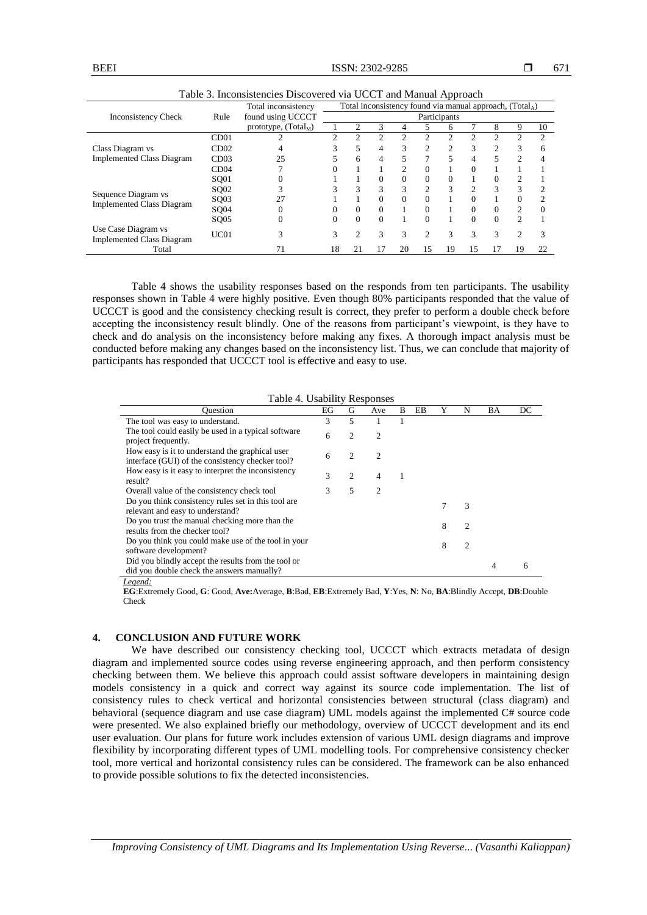Table 3. Inconsistencies Discovered via UCCT and Manual Approach

| Inconsistency Check | Rule | Total inconsistency found using UCCCT prototype, ($Total_M$) | Total inconsistency found via manual approach, ($Total_A$) | | | | | | | | | |
|---|---|---|---|---|---|---|---|---|---|---|---|---|
| | | | Participants | | | | | | | | | |
| | | | 1 | 2 | 3 | 4 | 5 | 6 | 7 | 8 | 9 | 10 |
| Class Diagram vs Implemented Class Diagram | CD01 | 2 | 2 | 2 | 2 | 2 | 2 | 2 | 2 | 2 | 2 | 2 |
| | CD02 | 4 | 3 | 5 | 4 | 3 | 2 | 2 | 3 | 2 | 3 | 6 |
| | CD03 | 25 | 5 | 6 | 4 | 5 | 7 | 5 | 4 | 5 | 2 | 4 |
| | CD04 | 7 | 0 | 1 | 1 | 2 | 0 | 1 | 0 | 1 | 1 | 1 |
| Sequence Diagram vs Implemented Class Diagram | SQ01 | 0 | 1 | 1 | 0 | 0 | 0 | 0 | 1 | 0 | 2 | 1 |
| | SQ02 | 3 | 3 | 3 | 3 | 3 | 2 | 3 | 2 | 3 | 3 | 2 |
| | SQ03 | 27 | 1 | 1 | 0 | 0 | 0 | 1 | 0 | 1 | 0 | 2 |
| | SQ04 | 0 | 0 | 0 | 0 | 1 | 0 | 1 | 0 | 0 | 2 | 0 |
| | SQ05 | 0 | 0 | 0 | 0 | 1 | 0 | 1 | 0 | 0 | 2 | 1 |
| Use Case Diagram vs Implemented Class Diagram | UC01 | 3 | 3 | 2 | 3 | 3 | 2 | 3 | 3 | 3 | 2 | 3 |
| Total | | 71 | 18 | 21 | 17 | 20 | 15 | 19 | 15 | 17 | 19 | 22 |

Table 4 shows the usability responses based on the responds from ten participants. The usability responses shown in Table 4 were highly positive. Even though 80% participants responded that the value of UCCCT is good and the consistency checking result is correct, they prefer to perform a double check before accepting the inconsistency result blindly. One of the reasons from participant's viewpoint, is they have to check and do analysis on the inconsistency before making any fixes. A thorough impact analysis must be conducted before making any changes based on the inconsistency list. Thus, we can conclude that majority of participants has responded that UCCCT tool is effective and easy to use.

Table 4. Usability Responses

| Question | EG | G | Ave | B | EB | Y | N | BA | DC |
|---|---|---|---|---|---|---|---|---|---|
| The tool was easy to understand. | 3 | 5 | 1 | 1 | | | | | |
| The tool could easily be used in a typical software project frequently. | 6 | 2 | 2 | | | | | | |
| How easy is it to understand the graphical user interface (GUI) of the consistency checker tool? | 6 | 2 | 2 | | | | | | |
| How easy is it easy to interpret the inconsistency result? | 3 | 2 | 4 | 1 | | | | | |
| Overall value of the consistency check tool | 3 | 5 | 2 | | | | | | |
| Do you think consistency rules set in this tool are relevant and easy to understand? | | | | | | 7 | 3 | | |
| Do you trust the manual checking more than the results from the checker tool? | | | | | | 8 | 2 | | |
| Do you think you could make use of the tool in your software development? | | | | | | 8 | 2 | | |
| Did you blindly accept the results from the tool or did you double check the answers manually? | | | | | | | | 4 | 6 |

*Legend:*
**EG**:Extremely Good, **G**: Good, **Ave:**Average, **B**:Bad, **EB**:Extremely Bad, **Y**:Yes, **N**: No, **BA**:Blindly Accept, **DB**:Double Check

## 4. CONCLUSION AND FUTURE WORK

We have described our consistency checking tool, UCCCT which extracts metadata of design diagram and implemented source codes using reverse engineering approach, and then perform consistency checking between them. We believe this approach could assist software developers in maintaining design models consistency in a quick and correct way against its source code implementation. The list of consistency rules to check vertical and horizontal consistencies between structural (class diagram) and behavioral (sequence diagram and use case diagram) UML models against the implemented C# source code were presented. We also explained briefly our methodology, overview of UCCCT development and its end user evaluation. Our plans for future work includes extension of various UML design diagrams and improve flexibility by incorporating different types of UML modelling tools. For comprehensive consistency checker tool, more vertical and horizontal consistency rules can be considered. The framework can be also enhanced to provide possible solutions to fix the detected inconsistencies.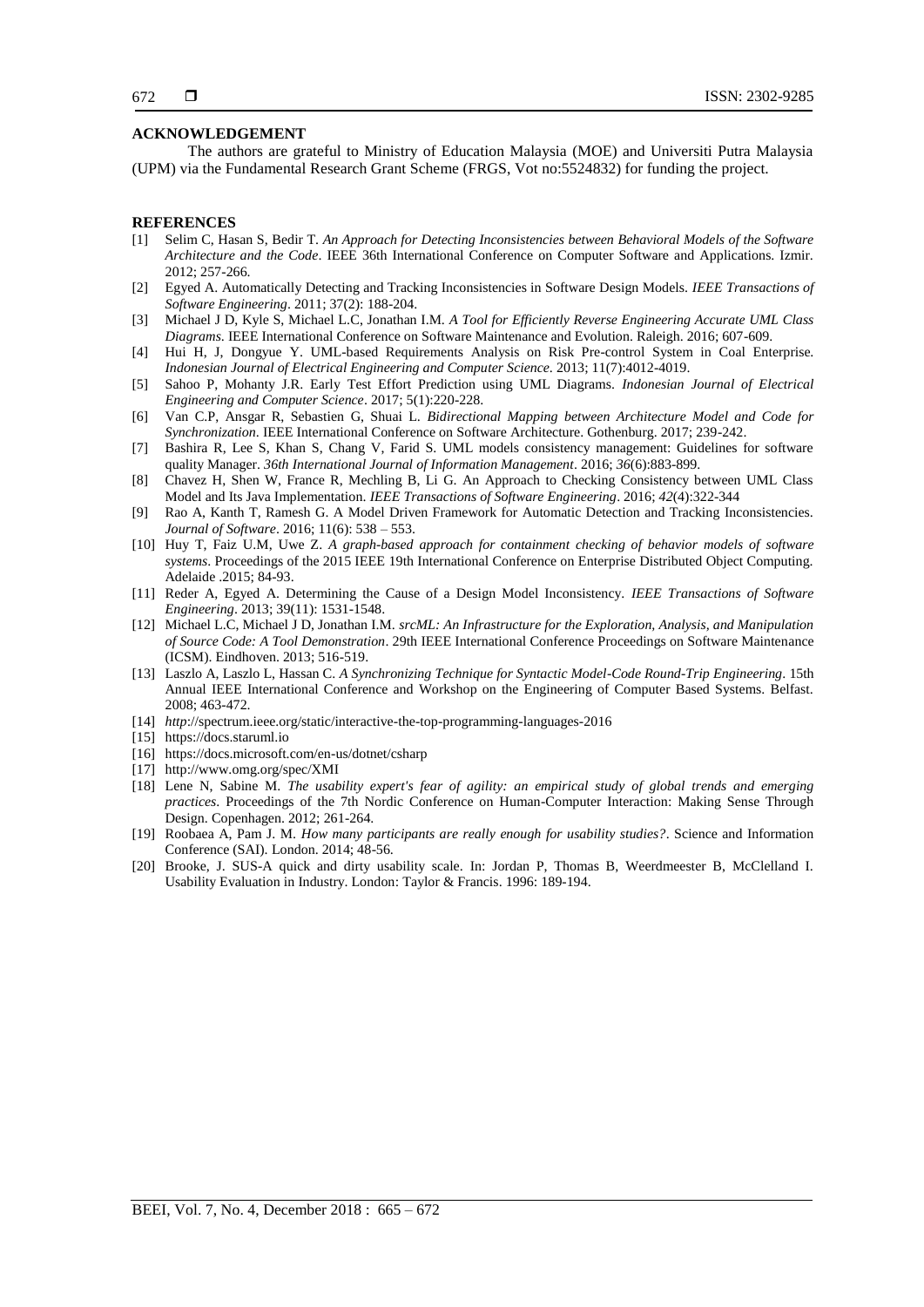## ACKNOWLEDGEMENT

The authors are grateful to Ministry of Education Malaysia (MOE) and Universiti Putra Malaysia (UPM) via the Fundamental Research Grant Scheme (FRGS, Vot no:5524832) for funding the project.

## REFERENCES

[1] Selim C, Hasan S, Bedir T. *An Approach for Detecting Inconsistencies between Behavioral Models of the Software Architecture and the Code*. IEEE 36th International Conference on Computer Software and Applications. Izmir. 2012; 257-266.

[2] Egyed A. Automatically Detecting and Tracking Inconsistencies in Software Design Models. *IEEE Transactions of Software Engineering*. 2011; 37(2): 188-204.

[3] Michael J D, Kyle S, Michael L.C, Jonathan I.M. *A Tool for Efficiently Reverse Engineering Accurate UML Class Diagrams*. IEEE International Conference on Software Maintenance and Evolution. Raleigh. 2016; 607-609.

[4] Hui H, J, Dongyue Y. UML-based Requirements Analysis on Risk Pre-control System in Coal Enterprise. *Indonesian Journal of Electrical Engineering and Computer Science.* 2013; 11(7):4012-4019.

[5] Sahoo P, Mohanty J.R. Early Test Effort Prediction using UML Diagrams. *Indonesian Journal of Electrical Engineering and Computer Science*. 2017; 5(1):220-228.

[6] Van C.P, Ansgar R, Sebastien G, Shuai L. *Bidirectional Mapping between Architecture Model and Code for Synchronization*. IEEE International Conference on Software Architecture. Gothenburg. 2017; 239-242.

[7] Bashira R, Lee S, Khan S, Chang V, Farid S. UML models consistency management: Guidelines for software quality Manager. *36th International Journal of Information Management*. 2016; *36*(6):883-899.

[8] Chavez H, Shen W, France R, Mechling B, Li G. An Approach to Checking Consistency between UML Class Model and Its Java Implementation. *IEEE Transactions of Software Engineering*. 2016; *42*(4):322-344

[9] Rao A, Kanth T, Ramesh G. A Model Driven Framework for Automatic Detection and Tracking Inconsistencies. *Journal of Software*. 2016; 11(6): 538 – 553.

[10] Huy T, Faiz U.M, Uwe Z. *A graph-based approach for containment checking of behavior models of software systems*. Proceedings of the 2015 IEEE 19th International Conference on Enterprise Distributed Object Computing. Adelaide .2015; 84-93.

[11] Reder A, Egyed A. Determining the Cause of a Design Model Inconsistency. *IEEE Transactions of Software Engineering*. 2013; 39(11): 1531-1548.

[12] Michael L.C, Michael J D, Jonathan I.M. *srcML: An Infrastructure for the Exploration, Analysis, and Manipulation of Source Code: A Tool Demonstration*. 29th IEEE International Conference Proceedings on Software Maintenance (ICSM). Eindhoven. 2013; 516-519.

[13] Laszlo A, Laszlo L, Hassan C. *A Synchronizing Technique for Syntactic Model-Code Round-Trip Engineering*. 15th Annual IEEE International Conference and Workshop on the Engineering of Computer Based Systems. Belfast. 2008; 463-472.

[14] *http*://spectrum.ieee.org/static/interactive-the-top-programming-languages-2016

[15] https://docs.staruml.io

[16] https://docs.microsoft.com/en-us/dotnet/csharp

[17] http://www.omg.org/spec/XMI

[18] Lene N, Sabine M. *The usability expert's fear of agility: an empirical study of global trends and emerging practices*. Proceedings of the 7th Nordic Conference on Human-Computer Interaction: Making Sense Through Design. Copenhagen. 2012; 261-264.

[19] Roobaea A, Pam J. M. *How many participants are really enough for usability studies?*. Science and Information Conference (SAI). London. 2014; 48-56.

[20] Brooke, J. SUS-A quick and dirty usability scale. In: Jordan P, Thomas B, Weerdmeester B, McClelland I. Usability Evaluation in Industry. London: Taylor & Francis. 1996: 189-194.